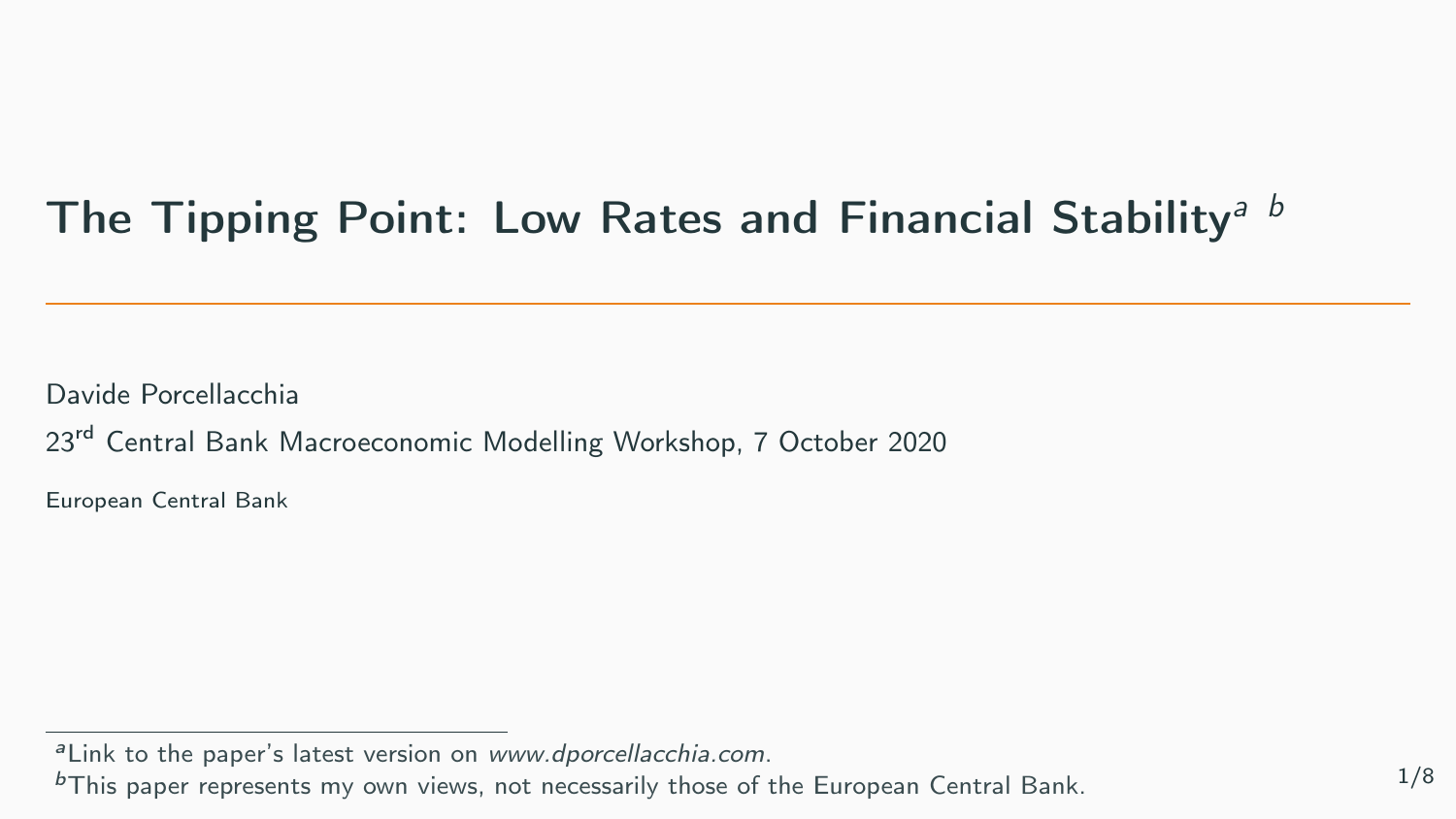# The Tipping Point: Low Rates and Financial Stability[a] [b]

Davide Porcellacchia

23rd Central Bank Macroeconomic Modelling Workshop, 7 October 2020

European Central Bank

---

[a] Link to the paper's latest version on *www.dporcellacchia.com*.

[b] This paper represents my own views, not necessarily those of the European Central Bank.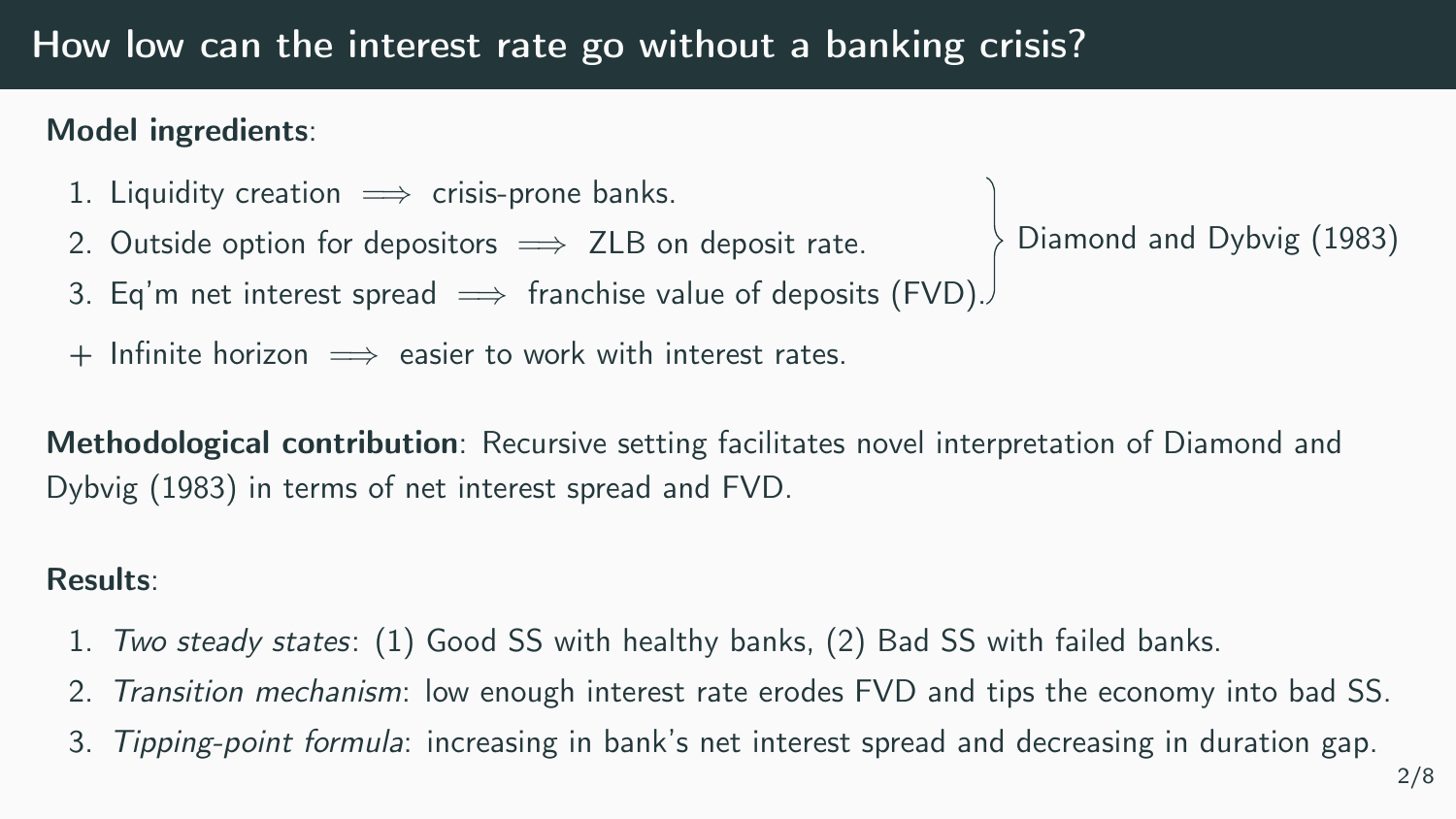# How low can the interest rate go without a banking crisis?

**Model ingredients**:

1. Liquidity creation $\implies$ crisis-prone banks.
2. Outside option for depositors $\implies$ ZLB on deposit rate.
3. Eq'm net interest spread $\implies$ franchise value of deposits (FVD).

} Diamond and Dybvig (1983)

+ Infinite horizon $\implies$ easier to work with interest rates.

**Methodological contribution**: Recursive setting facilitates novel interpretation of Diamond and Dybvig (1983) in terms of net interest spread and FVD.

**Results**:

1. *Two steady states*: (1) Good SS with healthy banks, (2) Bad SS with failed banks.
2. *Transition mechanism*: low enough interest rate erodes FVD and tips the economy into bad SS.
3. *Tipping-point formula*: increasing in bank's net interest spread and decreasing in duration gap.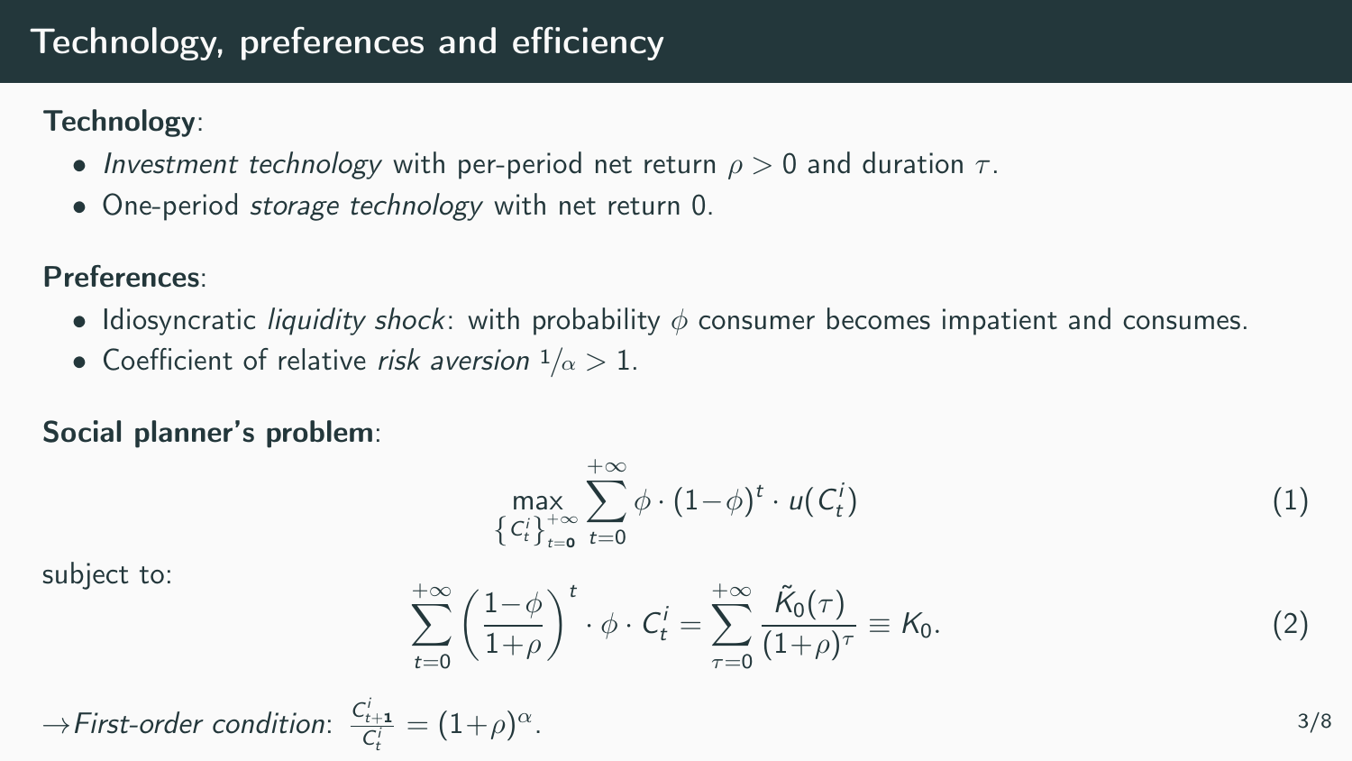# Technology, preferences and efficiency

**Technology**:

- *Investment technology* with per-period net return $\rho > 0$ and duration $\tau$.
- One-period *storage technology* with net return 0.

**Preferences**:

- Idiosyncratic *liquidity shock*: with probability $\phi$ consumer becomes impatient and consumes.
- Coefficient of relative *risk aversion* $1/\alpha > 1$.

**Social planner's problem**:

$$\max_{\{C_t^i\}_{t=0}^{+\infty}} \sum_{t=0}^{+\infty} \phi \cdot (1-\phi)^t \cdot u(C_t^i) \tag{1}$$

subject to:

$$\sum_{t=0}^{+\infty} \left(\frac{1-\phi}{1+\rho}\right)^t \cdot \phi \cdot C_t^i = \sum_{\tau=0}^{+\infty} \frac{\tilde{K}_0(\tau)}{(1+\rho)^\tau} \equiv K_0. \tag{2}$$

$\rightarrow$ *First-order condition*: $\frac{C_{t+1}^i}{C_t^i} = (1+\rho)^\alpha$.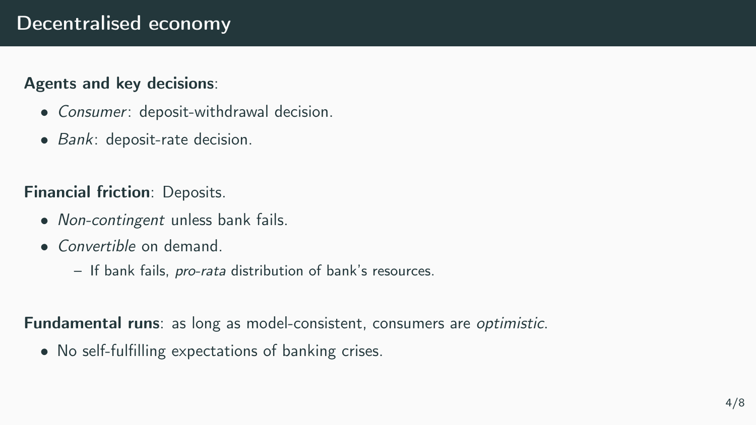# Decentralised economy

**Agents and key decisions**:

- *Consumer*: deposit-withdrawal decision.
- *Bank*: deposit-rate decision.

**Financial friction**: Deposits.

- *Non-contingent* unless bank fails.
- *Convertible* on demand.
  - If bank fails, *pro-rata* distribution of bank's resources.

**Fundamental runs**: as long as model-consistent, consumers are *optimistic*.

- No self-fulfilling expectations of banking crises.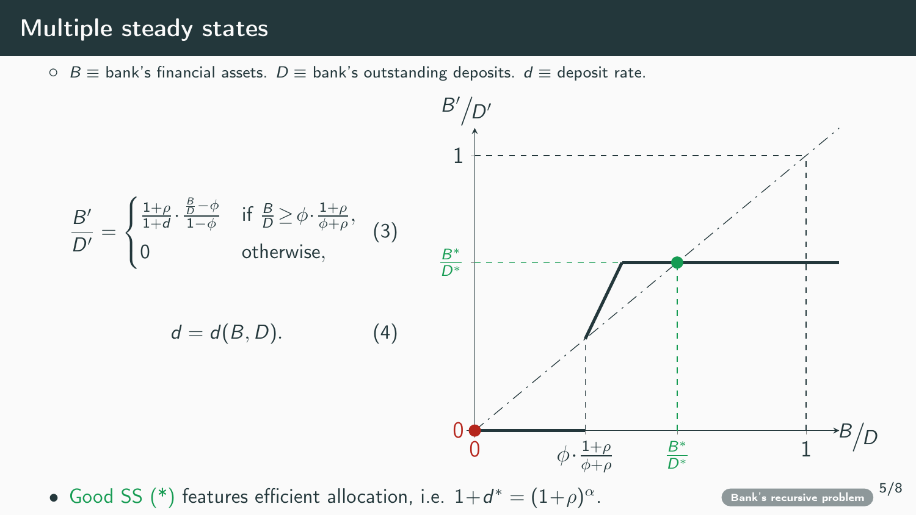# Multiple steady states

- $B \equiv$ bank's financial assets. $D \equiv$ bank's outstanding deposits. $d \equiv$ deposit rate.

$$\frac{B'}{D'} = \begin{cases} \frac{1+\rho}{1+d} \cdot \frac{\frac{B}{D} - \phi}{1-\phi} & \text{if } \frac{B}{D} \geq \phi \cdot \frac{1+\rho}{\phi+\rho}, \\ 0 & \text{otherwise,} \end{cases} \tag{3}$$

$$d = d(B, D). \tag{4}$$

- Good SS (*) features efficient allocation, i.e. $1 + d^* = (1+\rho)^\alpha$.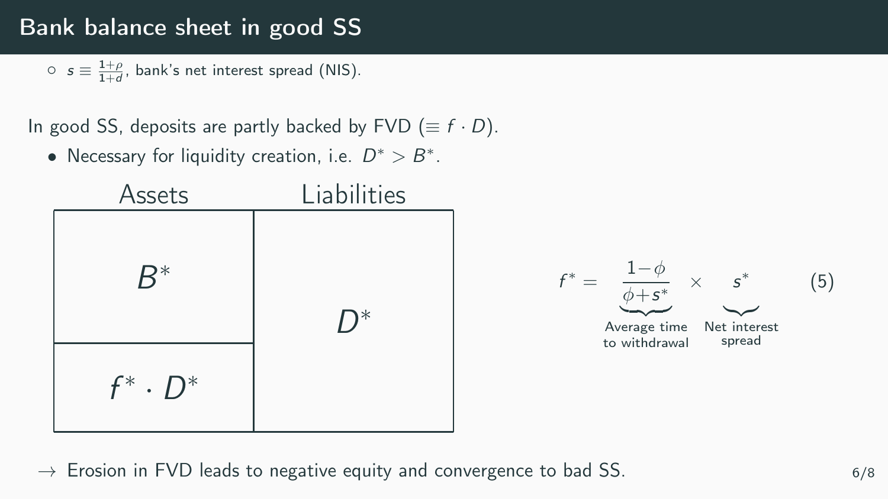# Bank balance sheet in good SS

- $s \equiv \frac{1+\rho}{1+d}$, bank's net interest spread (NIS).

In good SS, deposits are partly backed by FVD ($\equiv f \cdot D$).

- Necessary for liquidity creation, i.e. $D^* > B^*$.

| Assets | Liabilities |
| --- | --- |
| $B^*$ | $D^*$ |
| $f^* \cdot D^*$ | |

$$f^* = \underbrace{\frac{1-\phi}{\phi+s^*}}_{\text{Average time to withdrawal}} \times \underbrace{s^*}_{\text{Net interest spread}} \tag{5}$$

→ Erosion in FVD leads to negative equity and convergence to bad SS.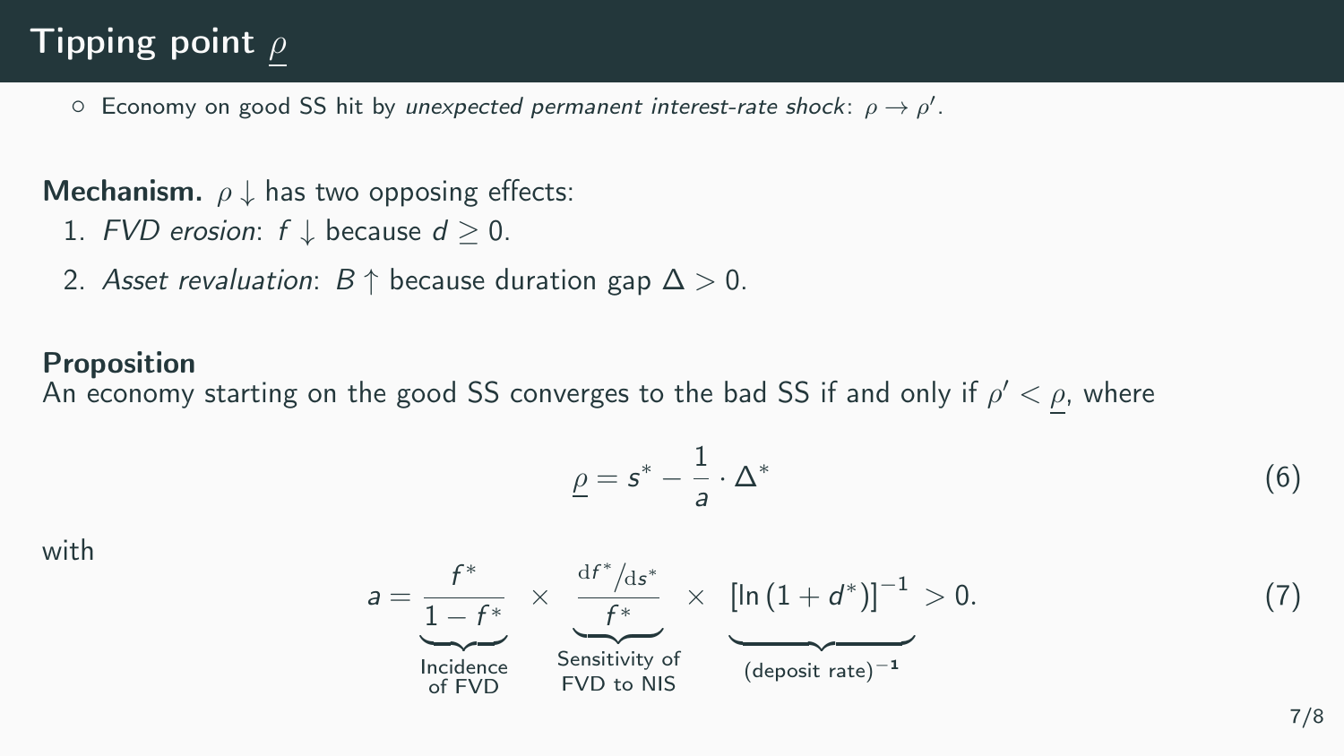# Tipping point $\underline{\rho}$

- Economy on good SS hit by *unexpected permanent interest-rate shock*: $\rho \to \rho'$.

**Mechanism.** $\rho \downarrow$ has two opposing effects:

1. *FVD erosion*: $f \downarrow$ because $d \geq 0$.
2. *Asset revaluation*: $B \uparrow$ because duration gap $\Delta > 0$.

**Proposition**
An economy starting on the good SS converges to the bad SS if and only if $\rho' < \underline{\rho}$, where

$$\underline{\rho} = s^* - \frac{1}{a} \cdot \Delta^* \tag{6}$$

with

$$a = \underbrace{\frac{f^*}{1 - f^*}}_{\substack{\text{Incidence} \\ \text{of FVD}}} \times \underbrace{\frac{\mathrm{d}f^*/\mathrm{d}s^*}{f^*}}_{\substack{\text{Sensitivity of} \\ \text{FVD to NIS}}} \times \underbrace{\left[\ln\left(1 + d^*\right)\right]^{-1}}_{(\text{deposit rate})^{-1}} > 0. \tag{7}$$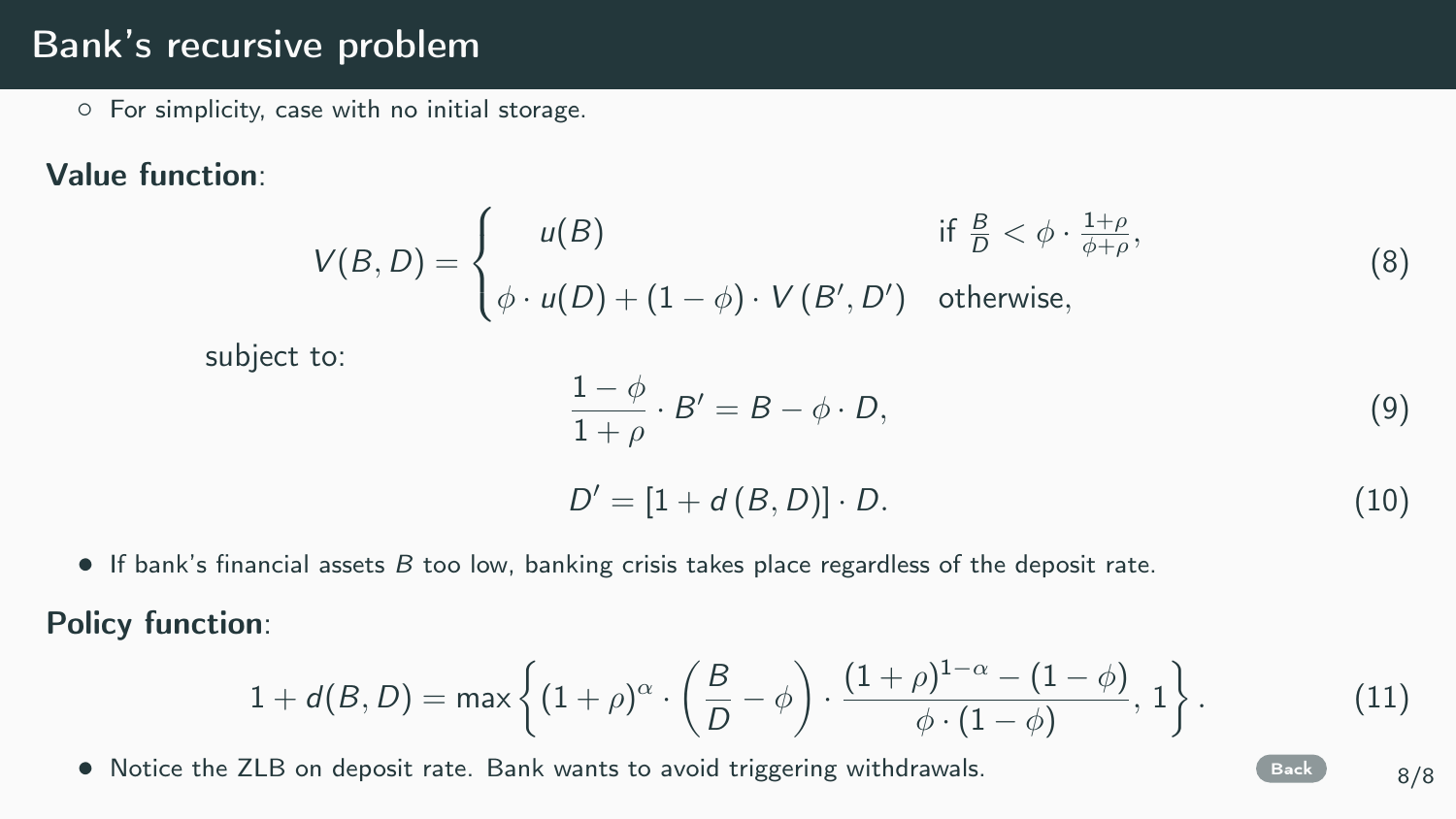# Bank's recursive problem

- For simplicity, case with no initial storage.

**Value function**:

$$V(B, D) = \begin{cases} u(B) & \text{if } \frac{B}{D} < \phi \cdot \frac{1+\rho}{\phi+\rho}, \\ \phi \cdot u(D) + (1-\phi) \cdot V(B', D') & \text{otherwise,} \end{cases} \tag{8}$$

subject to:

$$\frac{1-\phi}{1+\rho} \cdot B' = B - \phi \cdot D, \tag{9}$$

$$D' = [1 + d(B, D)] \cdot D. \tag{10}$$

- If bank's financial assets $B$ too low, banking crisis takes place regardless of the deposit rate.

**Policy function**:

$$1 + d(B, D) = \max \left\{ (1+\rho)^{\alpha} \cdot \left( \frac{B}{D} - \phi \right) \cdot \frac{(1+\rho)^{1-\alpha} - (1-\phi)}{\phi \cdot (1-\phi)}, 1 \right\}. \tag{11}$$

- Notice the ZLB on deposit rate. Bank wants to avoid triggering withdrawals.

Back